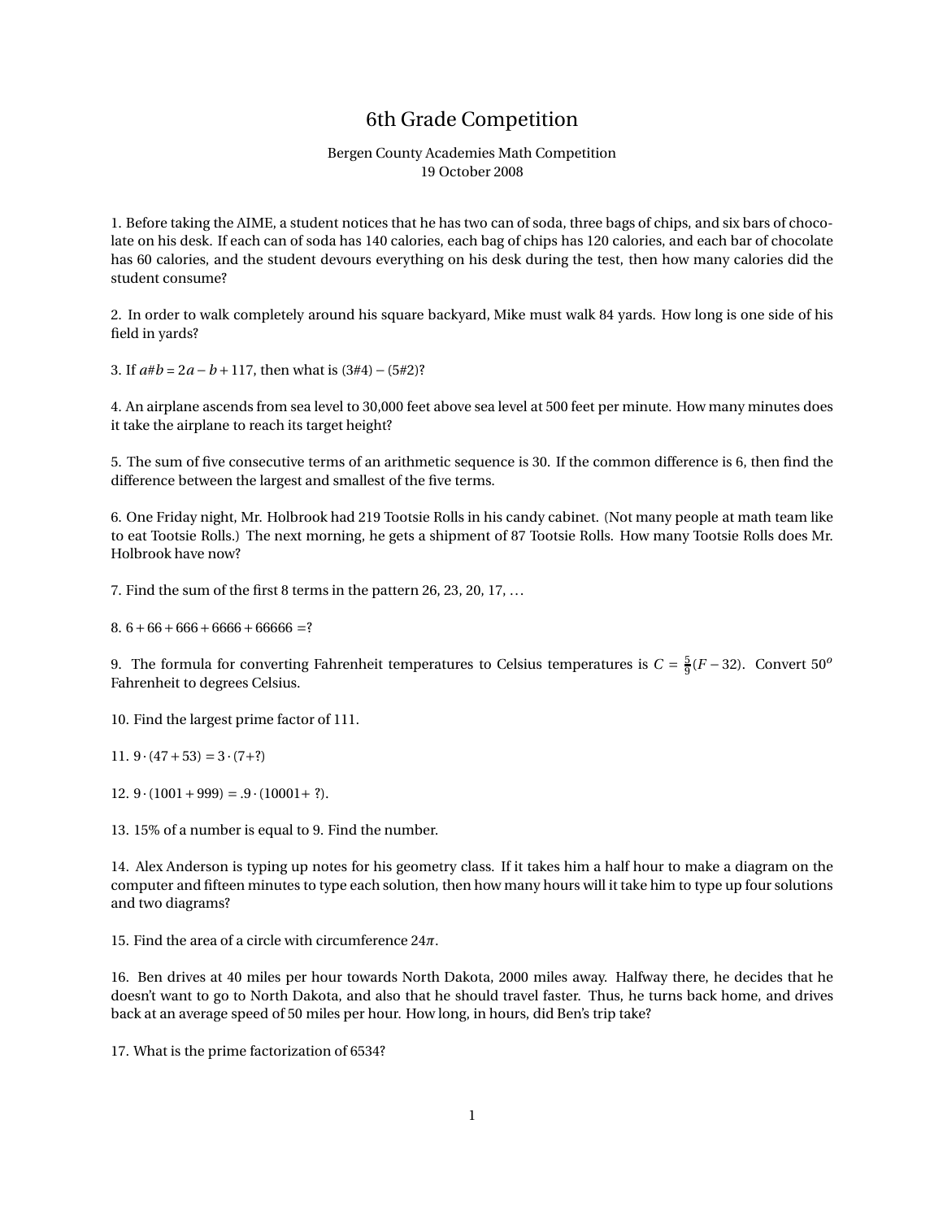# 6th Grade Competition

Bergen County Academies Math Competition
19 October 2008

1. Before taking the AIME, a student notices that he has two can of soda, three bags of chips, and six bars of chocolate on his desk. If each can of soda has 140 calories, each bag of chips has 120 calories, and each bar of chocolate has 60 calories, and the student devours everything on his desk during the test, then how many calories did the student consume?

2. In order to walk completely around his square backyard, Mike must walk 84 yards. How long is one side of his field in yards?

3. If $a\#b = 2a - b + 117$, then what is $(3\#4) - (5\#2)$?

4. An airplane ascends from sea level to 30,000 feet above sea level at 500 feet per minute. How many minutes does it take the airplane to reach its target height?

5. The sum of five consecutive terms of an arithmetic sequence is 30. If the common difference is 6, then find the difference between the largest and smallest of the five terms.

6. One Friday night, Mr. Holbrook had 219 Tootsie Rolls in his candy cabinet. (Not many people at math team like to eat Tootsie Rolls.) The next morning, he gets a shipment of 87 Tootsie Rolls. How many Tootsie Rolls does Mr. Holbrook have now?

7. Find the sum of the first 8 terms in the pattern 26, 23, 20, 17, ...

8. $6 + 66 + 666 + 6666 + 66666 = ?$

9. The formula for converting Fahrenheit temperatures to Celsius temperatures is $C = \frac{5}{9}(F - 32)$. Convert $50^o$ Fahrenheit to degrees Celsius.

10. Find the largest prime factor of 111.

11. $9 \cdot (47 + 53) = 3 \cdot (7+?)$

12. $9 \cdot (1001 + 999) = .9 \cdot (10001+ \ ?)$.

13. 15% of a number is equal to 9. Find the number.

14. Alex Anderson is typing up notes for his geometry class. If it takes him a half hour to make a diagram on the computer and fifteen minutes to type each solution, then how many hours will it take him to type up four solutions and two diagrams?

15. Find the area of a circle with circumference $24\pi$.

16. Ben drives at 40 miles per hour towards North Dakota, 2000 miles away. Halfway there, he decides that he doesn't want to go to North Dakota, and also that he should travel faster. Thus, he turns back home, and drives back at an average speed of 50 miles per hour. How long, in hours, did Ben's trip take?

17. What is the prime factorization of 6534?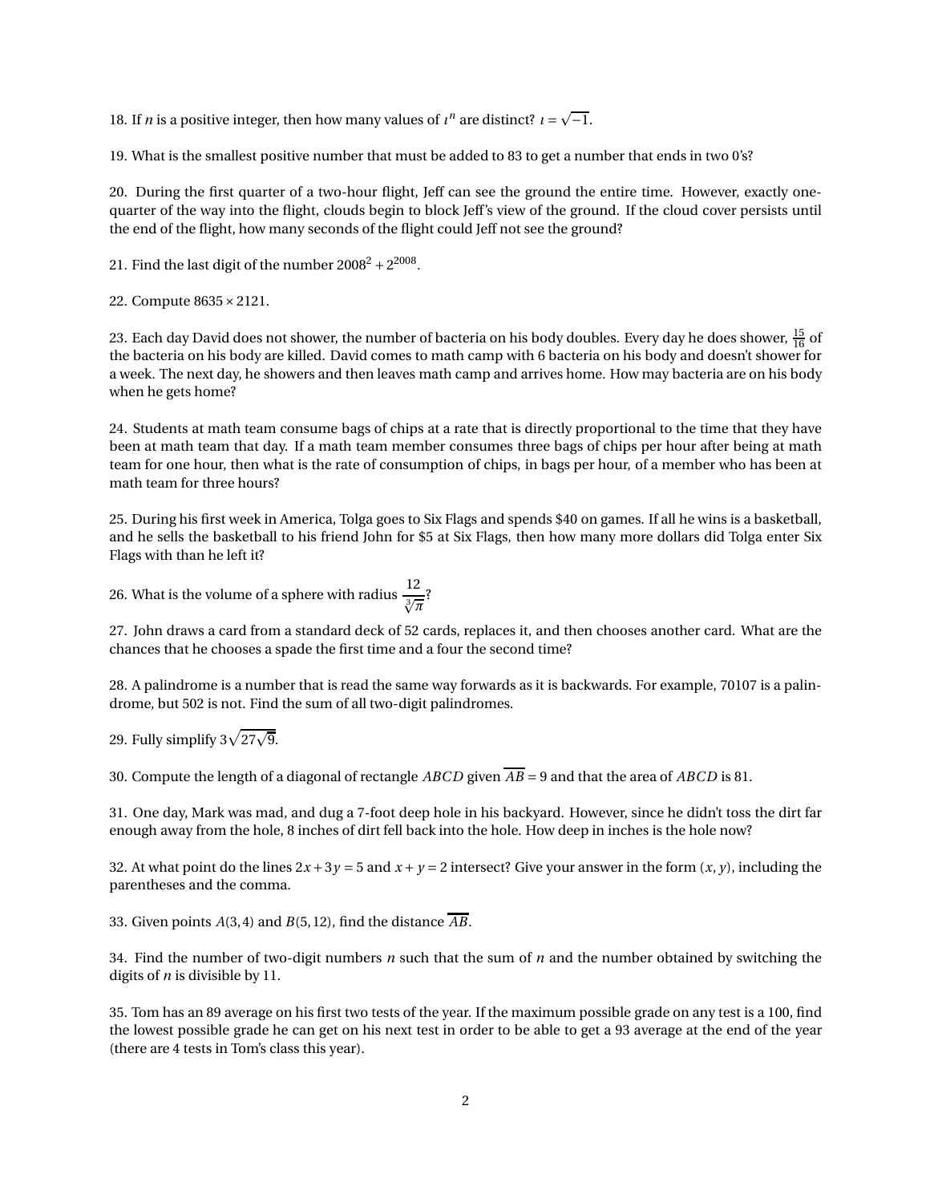18. If $n$ is a positive integer, then how many values of $\imath^n$ are distinct? $\imath = \sqrt{-1}$.

19. What is the smallest positive number that must be added to 83 to get a number that ends in two 0's?

20. During the first quarter of a two-hour flight, Jeff can see the ground the entire time. However, exactly one-quarter of the way into the flight, clouds begin to block Jeff's view of the ground. If the cloud cover persists until the end of the flight, how many seconds of the flight could Jeff not see the ground?

21. Find the last digit of the number $2008^2 + 2^{2008}$.

22. Compute $8635 \times 2121$.

23. Each day David does not shower, the number of bacteria on his body doubles. Every day he does shower, $\frac{15}{16}$ of the bacteria on his body are killed. David comes to math camp with 6 bacteria on his body and doesn't shower for a week. The next day, he showers and then leaves math camp and arrives home. How may bacteria are on his body when he gets home?

24. Students at math team consume bags of chips at a rate that is directly proportional to the time that they have been at math team that day. If a math team member consumes three bags of chips per hour after being at math team for one hour, then what is the rate of consumption of chips, in bags per hour, of a member who has been at math team for three hours?

25. During his first week in America, Tolga goes to Six Flags and spends \$40 on games. If all he wins is a basketball, and he sells the basketball to his friend John for \$5 at Six Flags, then how many more dollars did Tolga enter Six Flags with than he left it?

26. What is the volume of a sphere with radius $\frac{12}{\sqrt[3]{\pi}}$?

27. John draws a card from a standard deck of 52 cards, replaces it, and then chooses another card. What are the chances that he chooses a spade the first time and a four the second time?

28. A palindrome is a number that is read the same way forwards as it is backwards. For example, 70107 is a palindrome, but 502 is not. Find the sum of all two-digit palindromes.

29. Fully simplify $3\sqrt{27\sqrt{9}}$.

30. Compute the length of a diagonal of rectangle $ABCD$ given $\overline{AB} = 9$ and that the area of $ABCD$ is 81.

31. One day, Mark was mad, and dug a 7-foot deep hole in his backyard. However, since he didn't toss the dirt far enough away from the hole, 8 inches of dirt fell back into the hole. How deep in inches is the hole now?

32. At what point do the lines $2x + 3y = 5$ and $x + y = 2$ intersect? Give your answer in the form $(x, y)$, including the parentheses and the comma.

33. Given points $A(3,4)$ and $B(5,12)$, find the distance $\overline{AB}$.

34. Find the number of two-digit numbers $n$ such that the sum of $n$ and the number obtained by switching the digits of $n$ is divisible by 11.

35. Tom has an 89 average on his first two tests of the year. If the maximum possible grade on any test is a 100, find the lowest possible grade he can get on his next test in order to be able to get a 93 average at the end of the year (there are 4 tests in Tom's class this year).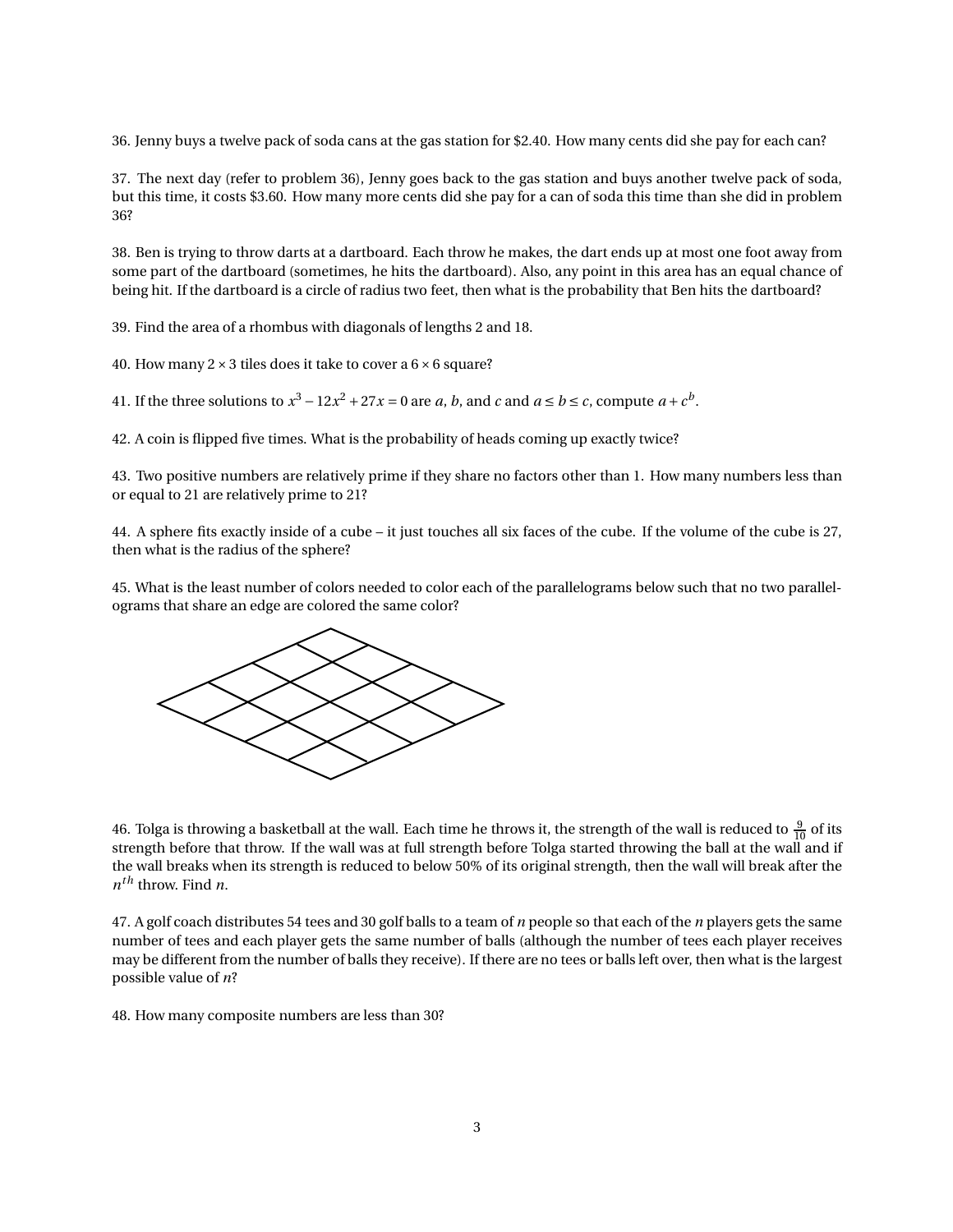36. Jenny buys a twelve pack of soda cans at the gas station for \$2.40. How many cents did she pay for each can?

37. The next day (refer to problem 36), Jenny goes back to the gas station and buys another twelve pack of soda, but this time, it costs \$3.60. How many more cents did she pay for a can of soda this time than she did in problem 36?

38. Ben is trying to throw darts at a dartboard. Each throw he makes, the dart ends up at most one foot away from some part of the dartboard (sometimes, he hits the dartboard). Also, any point in this area has an equal chance of being hit. If the dartboard is a circle of radius two feet, then what is the probability that Ben hits the dartboard?

39. Find the area of a rhombus with diagonals of lengths 2 and 18.

40. How many $2 \times 3$ tiles does it take to cover a $6 \times 6$ square?

41. If the three solutions to $x^3 - 12x^2 + 27x = 0$ are $a$, $b$, and $c$ and $a \le b \le c$, compute $a + c^b$.

42. A coin is flipped five times. What is the probability of heads coming up exactly twice?

43. Two positive numbers are relatively prime if they share no factors other than 1. How many numbers less than or equal to 21 are relatively prime to 21?

44. A sphere fits exactly inside of a cube – it just touches all six faces of the cube. If the volume of the cube is 27, then what is the radius of the sphere?

45. What is the least number of colors needed to color each of the parallelograms below such that no two parallelograms that share an edge are colored the same color?

46. Tolga is throwing a basketball at the wall. Each time he throws it, the strength of the wall is reduced to $\frac{9}{10}$ of its strength before that throw. If the wall was at full strength before Tolga started throwing the ball at the wall and if the wall breaks when its strength is reduced to below 50% of its original strength, then the wall will break after the $n^{th}$ throw. Find $n$.

47. A golf coach distributes 54 tees and 30 golf balls to a team of $n$ people so that each of the $n$ players gets the same number of tees and each player gets the same number of balls (although the number of tees each player receives may be different from the number of balls they receive). If there are no tees or balls left over, then what is the largest possible value of $n$?

48. How many composite numbers are less than 30?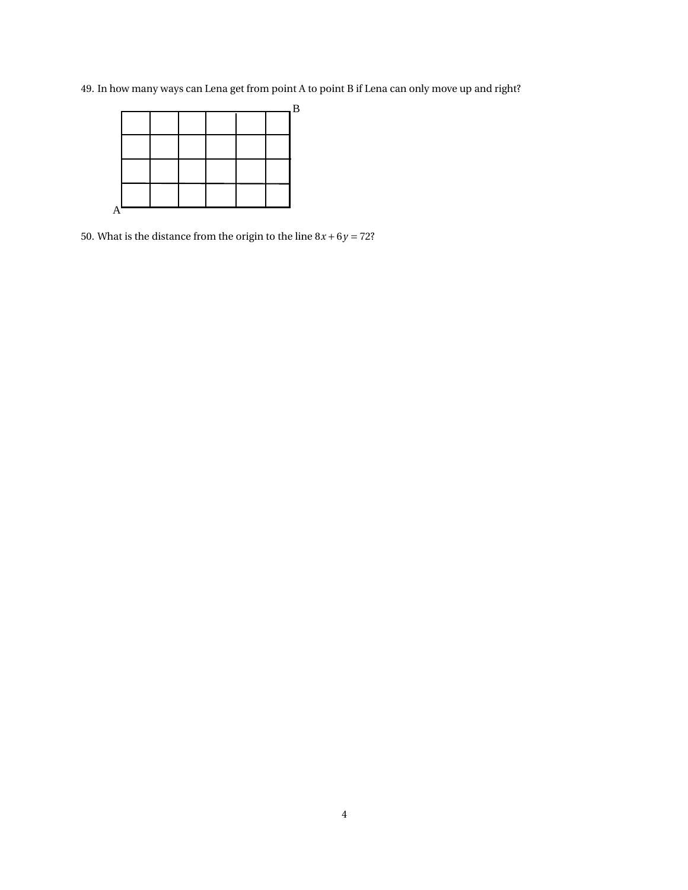49. In how many ways can Lena get from point A to point B if Lena can only move up and right?

B

A

50. What is the distance from the origin to the line $8x + 6y = 72$?